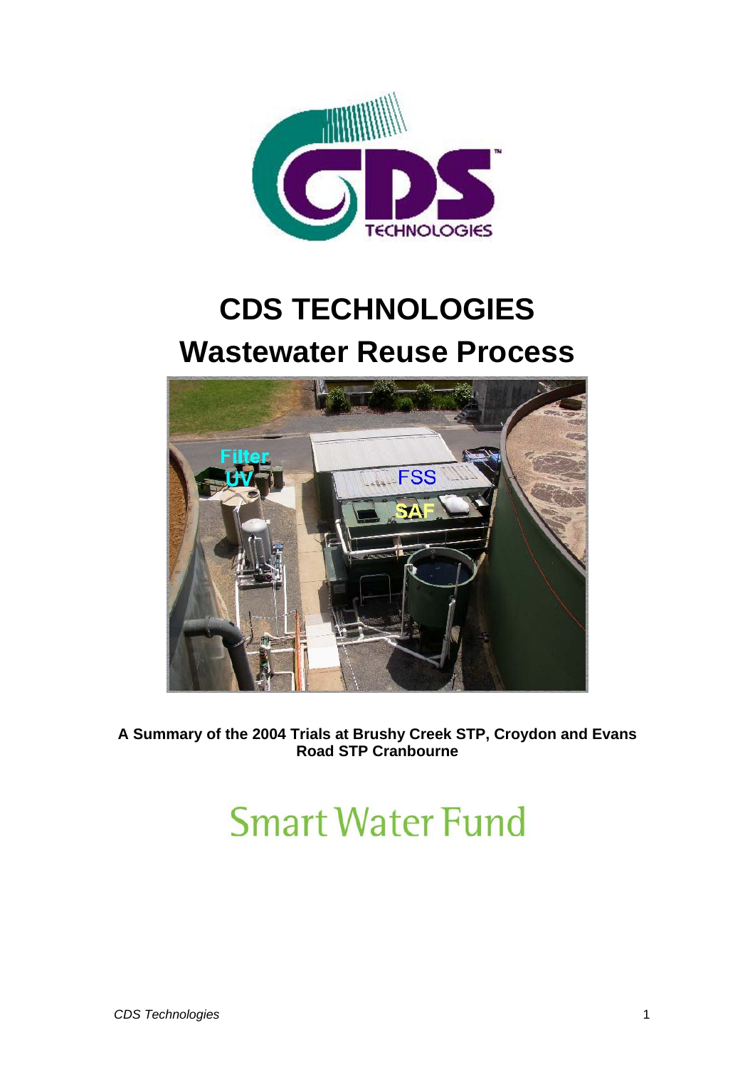# CDS TECHNOLOGIES

# Wastewater Reuse Process

**A Summary of the 2004 Trials at Brushy Creek STP, Croydon and Evans Road STP Cranbourne**

Smart Water Fund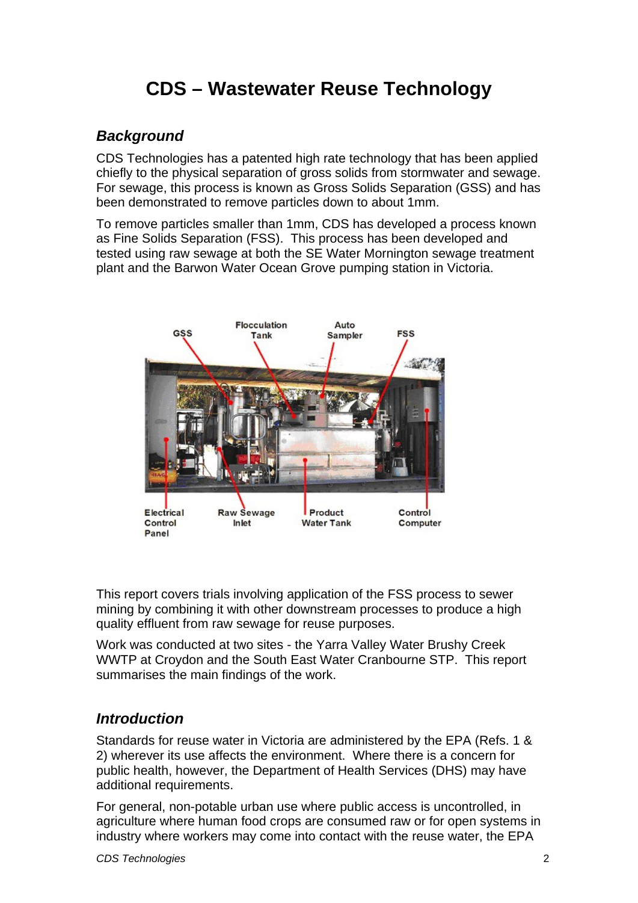# CDS – Wastewater Reuse Technology

## *Background*

CDS Technologies has a patented high rate technology that has been applied chiefly to the physical separation of gross solids from stormwater and sewage. For sewage, this process is known as Gross Solids Separation (GSS) and has been demonstrated to remove particles down to about 1mm.

To remove particles smaller than 1mm, CDS has developed a process known as Fine Solids Separation (FSS). This process has been developed and tested using raw sewage at both the SE Water Mornington sewage treatment plant and the Barwon Water Ocean Grove pumping station in Victoria.

This report covers trials involving application of the FSS process to sewer mining by combining it with other downstream processes to produce a high quality effluent from raw sewage for reuse purposes.

Work was conducted at two sites - the Yarra Valley Water Brushy Creek WWTP at Croydon and the South East Water Cranbourne STP. This report summarises the main findings of the work.

## *Introduction*

Standards for reuse water in Victoria are administered by the EPA (Refs. 1 & 2) wherever its use affects the environment. Where there is a concern for public health, however, the Department of Health Services (DHS) may have additional requirements.

For general, non-potable urban use where public access is uncontrolled, in agriculture where human food crops are consumed raw or for open systems in industry where workers may come into contact with the reuse water, the EPA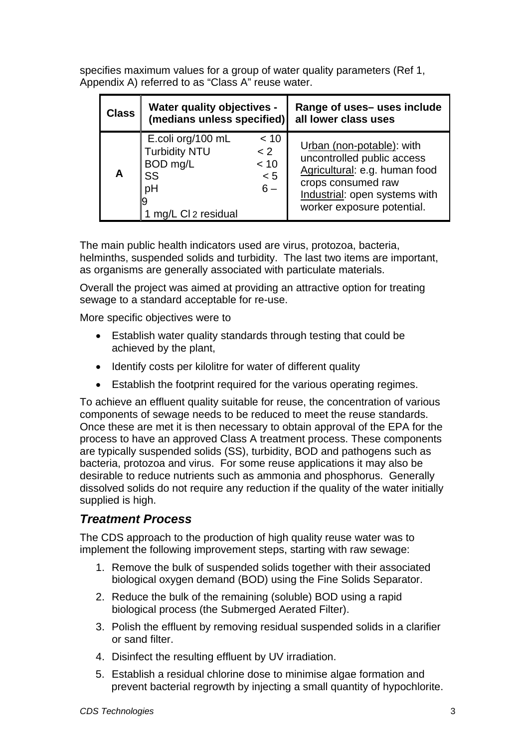specifies maximum values for a group of water quality parameters (Ref 1, Appendix A) referred to as "Class A" reuse water.

| Class | Water quality objectives - (medians unless specified) | Range of uses– uses include all lower class uses |
|---|---|---|
| **A** | E.coli org/100 mL < 10<br>Turbidity NTU < 2<br>BOD mg/L < 10<br>SS < 5<br>pH 6 – 9<br>1 mg/L $Cl_2$ residual | Urban (non-potable): with uncontrolled public access<br>Agricultural: e.g. human food crops consumed raw<br>Industrial: open systems with worker exposure potential. |

The main public health indicators used are virus, protozoa, bacteria, helminths, suspended solids and turbidity. The last two items are important, as organisms are generally associated with particulate materials.

Overall the project was aimed at providing an attractive option for treating sewage to a standard acceptable for re-use.

More specific objectives were to

- Establish water quality standards through testing that could be achieved by the plant,
- Identify costs per kilolitre for water of different quality
- Establish the footprint required for the various operating regimes.

To achieve an effluent quality suitable for reuse, the concentration of various components of sewage needs to be reduced to meet the reuse standards. Once these are met it is then necessary to obtain approval of the EPA for the process to have an approved Class A treatment process. These components are typically suspended solids (SS), turbidity, BOD and pathogens such as bacteria, protozoa and virus. For some reuse applications it may also be desirable to reduce nutrients such as ammonia and phosphorus. Generally dissolved solids do not require any reduction if the quality of the water initially supplied is high.

## *Treatment Process*

The CDS approach to the production of high quality reuse water was to implement the following improvement steps, starting with raw sewage:

1. Remove the bulk of suspended solids together with their associated biological oxygen demand (BOD) using the Fine Solids Separator.
2. Reduce the bulk of the remaining (soluble) BOD using a rapid biological process (the Submerged Aerated Filter).
3. Polish the effluent by removing residual suspended solids in a clarifier or sand filter.
4. Disinfect the resulting effluent by UV irradiation.
5. Establish a residual chlorine dose to minimise algae formation and prevent bacterial regrowth by injecting a small quantity of hypochlorite.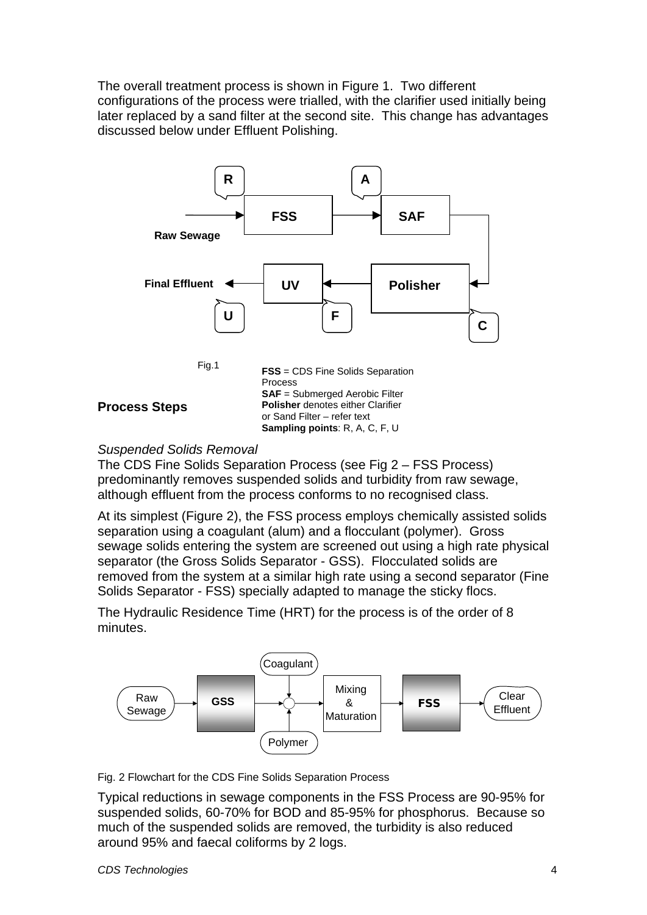The overall treatment process is shown in Figure 1. Two different configurations of the process were trialled, with the clarifier used initially being later replaced by a sand filter at the second site. This change has advantages discussed below under Effluent Polishing.

Fig.1

**FSS** = CDS Fine Solids Separation Process
**SAF** = Submerged Aerobic Filter
**Polisher** denotes either Clarifier or Sand Filter – refer text
**Sampling points**: R, A, C, F, U

## Process Steps

*Suspended Solids Removal*

The CDS Fine Solids Separation Process (see Fig 2 – FSS Process) predominantly removes suspended solids and turbidity from raw sewage, although effluent from the process conforms to no recognised class.

At its simplest (Figure 2), the FSS process employs chemically assisted solids separation using a coagulant (alum) and a flocculant (polymer). Gross sewage solids entering the system are screened out using a high rate physical separator (the Gross Solids Separator - GSS). Flocculated solids are removed from the system at a similar high rate using a second separator (Fine Solids Separator - FSS) specially adapted to manage the sticky flocs.

The Hydraulic Residence Time (HRT) for the process is of the order of 8 minutes.

Fig. 2 Flowchart for the CDS Fine Solids Separation Process

Typical reductions in sewage components in the FSS Process are 90-95% for suspended solids, 60-70% for BOD and 85-95% for phosphorus. Because so much of the suspended solids are removed, the turbidity is also reduced around 95% and faecal coliforms by 2 logs.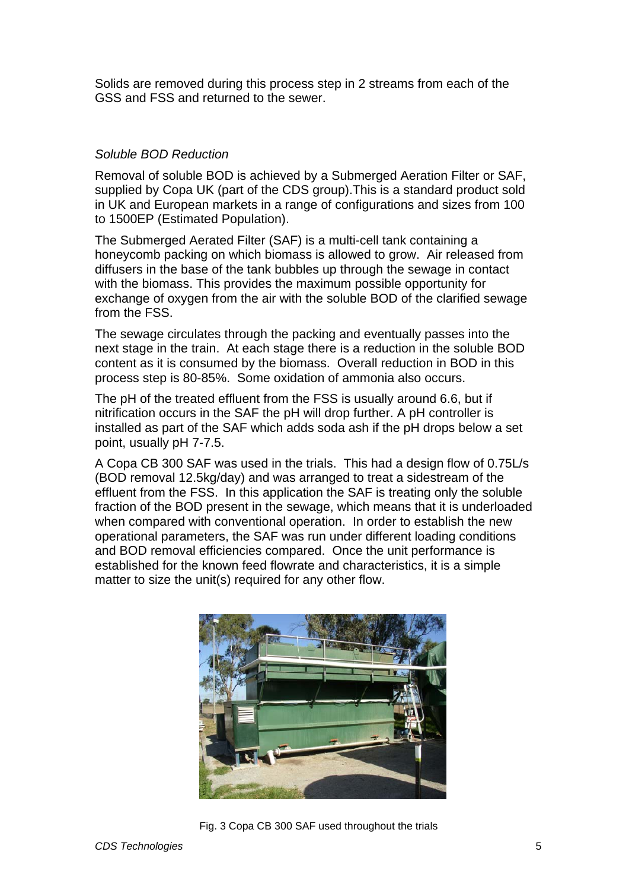Solids are removed during this process step in 2 streams from each of the GSS and FSS and returned to the sewer.

*Soluble BOD Reduction*

Removal of soluble BOD is achieved by a Submerged Aeration Filter or SAF, supplied by Copa UK (part of the CDS group).This is a standard product sold in UK and European markets in a range of configurations and sizes from 100 to 1500EP (Estimated Population).

The Submerged Aerated Filter (SAF) is a multi-cell tank containing a honeycomb packing on which biomass is allowed to grow. Air released from diffusers in the base of the tank bubbles up through the sewage in contact with the biomass. This provides the maximum possible opportunity for exchange of oxygen from the air with the soluble BOD of the clarified sewage from the FSS.

The sewage circulates through the packing and eventually passes into the next stage in the train. At each stage there is a reduction in the soluble BOD content as it is consumed by the biomass. Overall reduction in BOD in this process step is 80-85%. Some oxidation of ammonia also occurs.

The pH of the treated effluent from the FSS is usually around 6.6, but if nitrification occurs in the SAF the pH will drop further. A pH controller is installed as part of the SAF which adds soda ash if the pH drops below a set point, usually pH 7-7.5.

A Copa CB 300 SAF was used in the trials. This had a design flow of 0.75L/s (BOD removal 12.5kg/day) and was arranged to treat a sidestream of the effluent from the FSS. In this application the SAF is treating only the soluble fraction of the BOD present in the sewage, which means that it is underloaded when compared with conventional operation. In order to establish the new operational parameters, the SAF was run under different loading conditions and BOD removal efficiencies compared. Once the unit performance is established for the known feed flowrate and characteristics, it is a simple matter to size the unit(s) required for any other flow.

Fig. 3 Copa CB 300 SAF used throughout the trials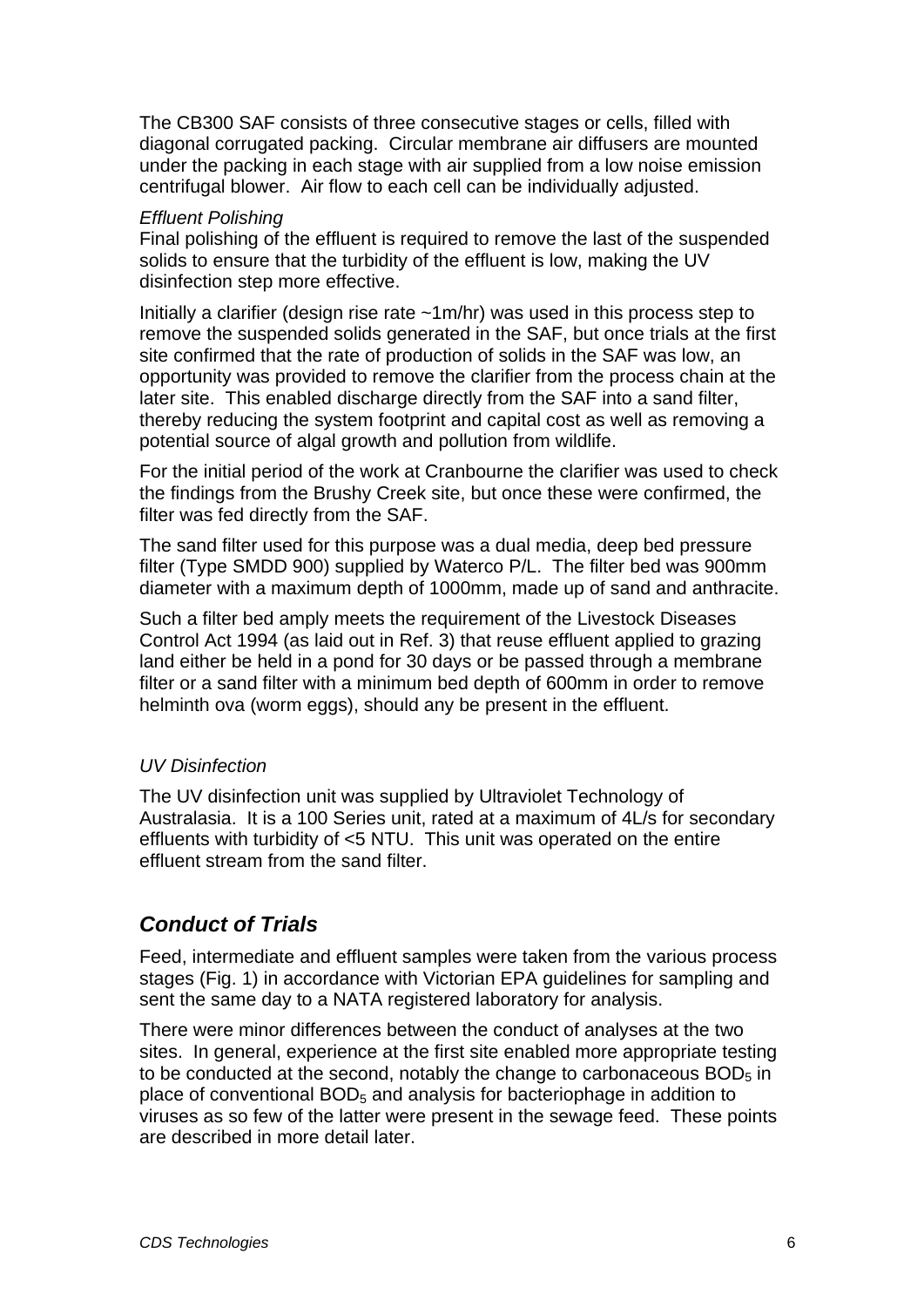The CB300 SAF consists of three consecutive stages or cells, filled with diagonal corrugated packing. Circular membrane air diffusers are mounted under the packing in each stage with air supplied from a low noise emission centrifugal blower. Air flow to each cell can be individually adjusted.

*Effluent Polishing*

Final polishing of the effluent is required to remove the last of the suspended solids to ensure that the turbidity of the effluent is low, making the UV disinfection step more effective.

Initially a clarifier (design rise rate ~1m/hr) was used in this process step to remove the suspended solids generated in the SAF, but once trials at the first site confirmed that the rate of production of solids in the SAF was low, an opportunity was provided to remove the clarifier from the process chain at the later site. This enabled discharge directly from the SAF into a sand filter, thereby reducing the system footprint and capital cost as well as removing a potential source of algal growth and pollution from wildlife.

For the initial period of the work at Cranbourne the clarifier was used to check the findings from the Brushy Creek site, but once these were confirmed, the filter was fed directly from the SAF.

The sand filter used for this purpose was a dual media, deep bed pressure filter (Type SMDD 900) supplied by Waterco P/L. The filter bed was 900mm diameter with a maximum depth of 1000mm, made up of sand and anthracite.

Such a filter bed amply meets the requirement of the Livestock Diseases Control Act 1994 (as laid out in Ref. 3) that reuse effluent applied to grazing land either be held in a pond for 30 days or be passed through a membrane filter or a sand filter with a minimum bed depth of 600mm in order to remove helminth ova (worm eggs), should any be present in the effluent.

*UV Disinfection*

The UV disinfection unit was supplied by Ultraviolet Technology of Australasia. It is a 100 Series unit, rated at a maximum of 4L/s for secondary effluents with turbidity of <5 NTU. This unit was operated on the entire effluent stream from the sand filter.

## ***Conduct of Trials***

Feed, intermediate and effluent samples were taken from the various process stages (Fig. 1) in accordance with Victorian EPA guidelines for sampling and sent the same day to a NATA registered laboratory for analysis.

There were minor differences between the conduct of analyses at the two sites. In general, experience at the first site enabled more appropriate testing to be conducted at the second, notably the change to carbonaceous $BOD_5$ in place of conventional $BOD_5$ and analysis for bacteriophage in addition to viruses as so few of the latter were present in the sewage feed. These points are described in more detail later.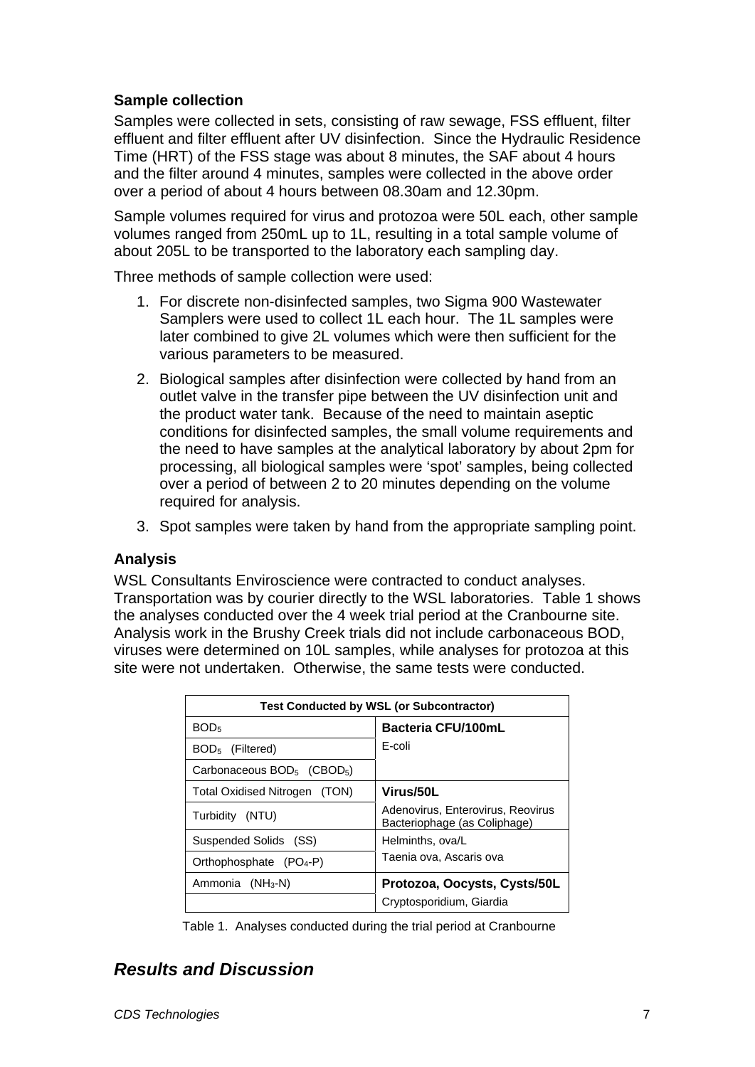### Sample collection

Samples were collected in sets, consisting of raw sewage, FSS effluent, filter effluent and filter effluent after UV disinfection. Since the Hydraulic Residence Time (HRT) of the FSS stage was about 8 minutes, the SAF about 4 hours and the filter around 4 minutes, samples were collected in the above order over a period of about 4 hours between 08.30am and 12.30pm.

Sample volumes required for virus and protozoa were 50L each, other sample volumes ranged from 250mL up to 1L, resulting in a total sample volume of about 205L to be transported to the laboratory each sampling day.

Three methods of sample collection were used:

1. For discrete non-disinfected samples, two Sigma 900 Wastewater Samplers were used to collect 1L each hour. The 1L samples were later combined to give 2L volumes which were then sufficient for the various parameters to be measured.
2. Biological samples after disinfection were collected by hand from an outlet valve in the transfer pipe between the UV disinfection unit and the product water tank. Because of the need to maintain aseptic conditions for disinfected samples, the small volume requirements and the need to have samples at the analytical laboratory by about 2pm for processing, all biological samples were 'spot' samples, being collected over a period of between 2 to 20 minutes depending on the volume required for analysis.
3. Spot samples were taken by hand from the appropriate sampling point.

### Analysis

WSL Consultants Enviroscience were contracted to conduct analyses. Transportation was by courier directly to the WSL laboratories. Table 1 shows the analyses conducted over the 4 week trial period at the Cranbourne site. Analysis work in the Brushy Creek trials did not include carbonaceous BOD, viruses were determined on 10L samples, while analyses for protozoa at this site were not undertaken. Otherwise, the same tests were conducted.

| Test Conducted by WSL (or Subcontractor) | |
|---|---|
| $BOD_5$ | **Bacteria CFU/100mL** |
| $BOD_5$ (Filtered) | E-coli |
| Carbonaceous $BOD_5$ ($CBOD_5$) | |
| Total Oxidised Nitrogen (TON) | **Virus/50L** |
| Turbidity (NTU) | Adenovirus, Enterovirus, Reovirus Bacteriophage (as Coliphage) |
| Suspended Solids (SS) | Helminths, ova/L |
| Orthophosphate ($PO_4$-P) | Taenia ova, Ascaris ova |
| Ammonia ($NH_3$-N) | **Protozoa, Oocysts, Cysts/50L** |
| | Cryptosporidium, Giardia |

Table 1. Analyses conducted during the trial period at Cranbourne

## *Results and Discussion*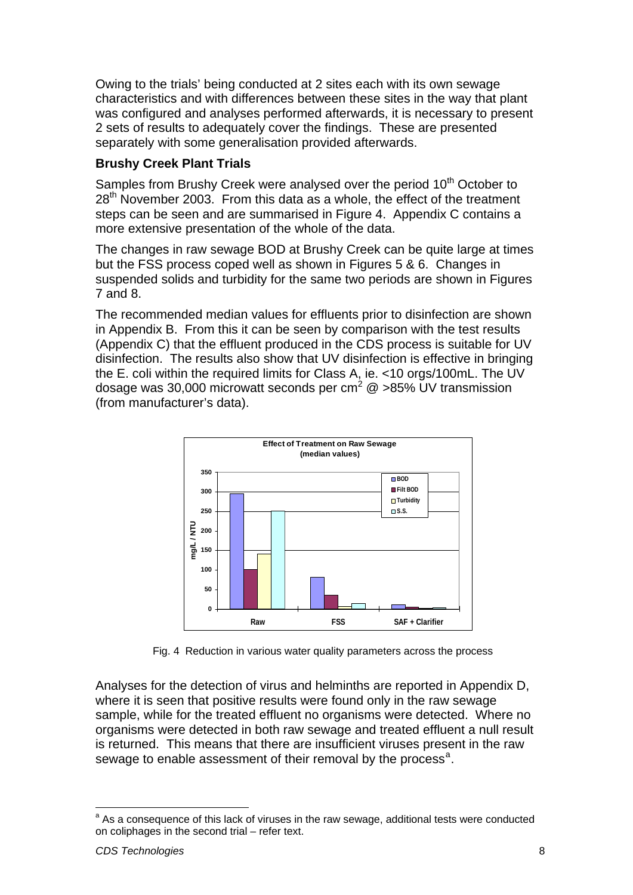Owing to the trials' being conducted at 2 sites each with its own sewage characteristics and with differences between these sites in the way that plant was configured and analyses performed afterwards, it is necessary to present 2 sets of results to adequately cover the findings. These are presented separately with some generalisation provided afterwards.

**Brushy Creek Plant Trials**

Samples from Brushy Creek were analysed over the period 10th October to 28th November 2003. From this data as a whole, the effect of the treatment steps can be seen and are summarised in Figure 4. Appendix C contains a more extensive presentation of the whole of the data.

The changes in raw sewage BOD at Brushy Creek can be quite large at times but the FSS process coped well as shown in Figures 5 & 6. Changes in suspended solids and turbidity for the same two periods are shown in Figures 7 and 8.

The recommended median values for effluents prior to disinfection are shown in Appendix B. From this it can be seen by comparison with the test results (Appendix C) that the effluent produced in the CDS process is suitable for UV disinfection. The results also show that UV disinfection is effective in bringing the E. coli within the required limits for Class A, ie. <10 orgs/100mL. The UV dosage was 30,000 microwatt seconds per $cm^2$ @ >85% UV transmission (from manufacturer's data).

Fig. 4 Reduction in various water quality parameters across the process

Analyses for the detection of virus and helminths are reported in Appendix D, where it is seen that positive results were found only in the raw sewage sample, while for the treated effluent no organisms were detected. Where no organisms were detected in both raw sewage and treated effluent a null result is returned. This means that there are insufficient viruses present in the raw sewage to enable assessment of their removal by the process[a].

---

[a] As a consequence of this lack of viruses in the raw sewage, additional tests were conducted on coliphages in the second trial – refer text.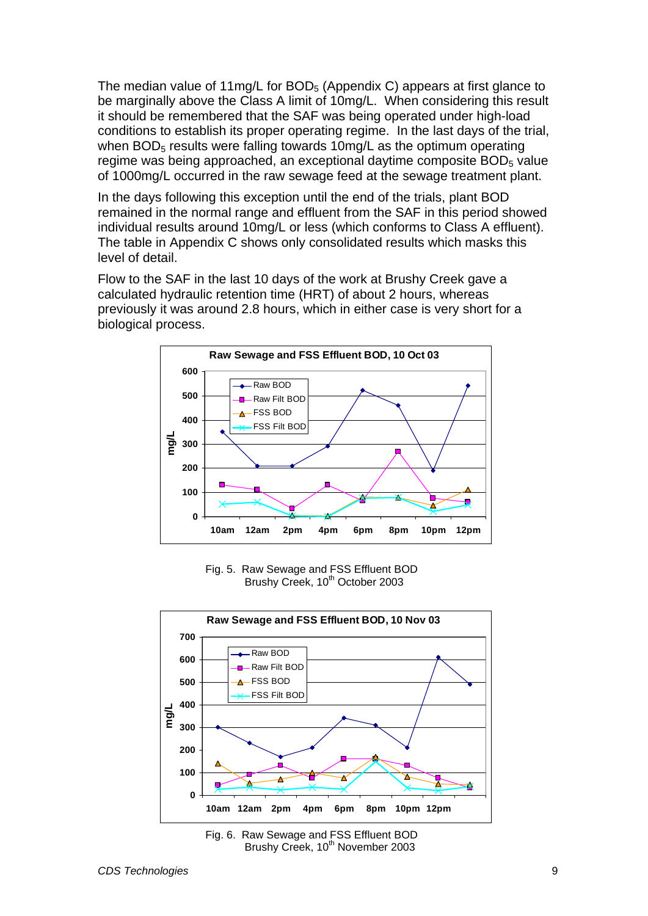The median value of 11mg/L for $BOD_5$ (Appendix C) appears at first glance to be marginally above the Class A limit of 10mg/L. When considering this result it should be remembered that the SAF was being operated under high-load conditions to establish its proper operating regime. In the last days of the trial, when $BOD_5$ results were falling towards 10mg/L as the optimum operating regime was being approached, an exceptional daytime composite $BOD_5$ value of 1000mg/L occurred in the raw sewage feed at the sewage treatment plant.

In the days following this exception until the end of the trials, plant BOD remained in the normal range and effluent from the SAF in this period showed individual results around 10mg/L or less (which conforms to Class A effluent). The table in Appendix C shows only consolidated results which masks this level of detail.

Flow to the SAF in the last 10 days of the work at Brushy Creek gave a calculated hydraulic retention time (HRT) of about 2 hours, whereas previously it was around 2.8 hours, which in either case is very short for a biological process.

Fig. 5. Raw Sewage and FSS Effluent BOD
Brushy Creek, 10[th] October 2003

Fig. 6. Raw Sewage and FSS Effluent BOD
Brushy Creek, 10[th] November 2003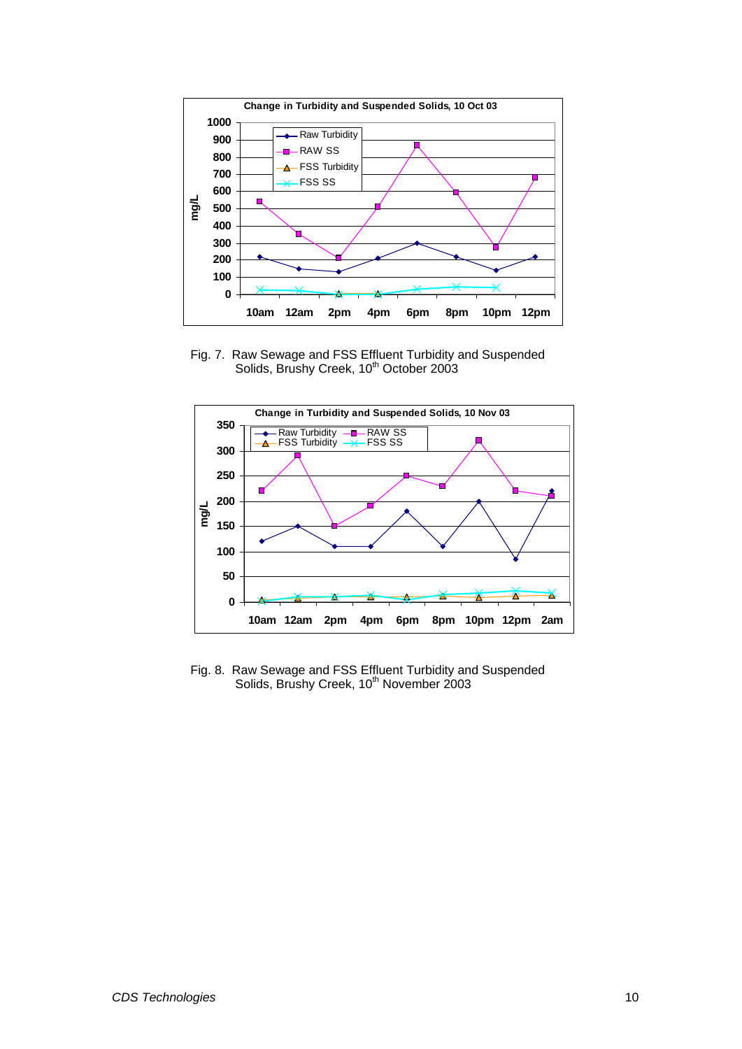Fig. 7. Raw Sewage and FSS Effluent Turbidity and Suspended Solids, Brushy Creek, 10th October 2003

Fig. 8. Raw Sewage and FSS Effluent Turbidity and Suspended Solids, Brushy Creek, 10th November 2003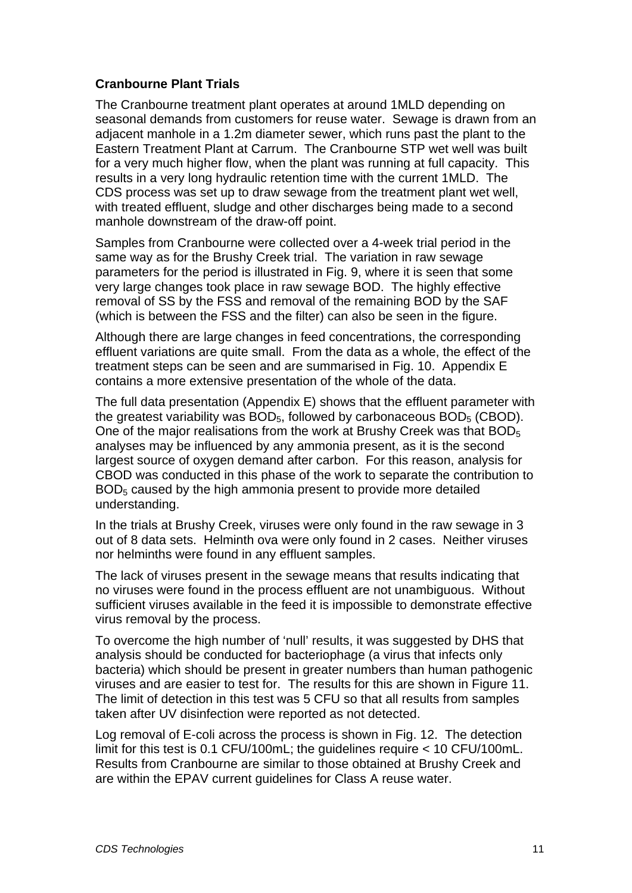**Cranbourne Plant Trials**

The Cranbourne treatment plant operates at around 1MLD depending on seasonal demands from customers for reuse water. Sewage is drawn from an adjacent manhole in a 1.2m diameter sewer, which runs past the plant to the Eastern Treatment Plant at Carrum. The Cranbourne STP wet well was built for a very much higher flow, when the plant was running at full capacity. This results in a very long hydraulic retention time with the current 1MLD. The CDS process was set up to draw sewage from the treatment plant wet well, with treated effluent, sludge and other discharges being made to a second manhole downstream of the draw-off point.

Samples from Cranbourne were collected over a 4-week trial period in the same way as for the Brushy Creek trial. The variation in raw sewage parameters for the period is illustrated in Fig. 9, where it is seen that some very large changes took place in raw sewage BOD. The highly effective removal of SS by the FSS and removal of the remaining BOD by the SAF (which is between the FSS and the filter) can also be seen in the figure.

Although there are large changes in feed concentrations, the corresponding effluent variations are quite small. From the data as a whole, the effect of the treatment steps can be seen and are summarised in Fig. 10. Appendix E contains a more extensive presentation of the whole of the data.

The full data presentation (Appendix E) shows that the effluent parameter with the greatest variability was $BOD_5$, followed by carbonaceous $BOD_5$ (CBOD). One of the major realisations from the work at Brushy Creek was that $BOD_5$ analyses may be influenced by any ammonia present, as it is the second largest source of oxygen demand after carbon. For this reason, analysis for CBOD was conducted in this phase of the work to separate the contribution to $BOD_5$ caused by the high ammonia present to provide more detailed understanding.

In the trials at Brushy Creek, viruses were only found in the raw sewage in 3 out of 8 data sets. Helminth ova were only found in 2 cases. Neither viruses nor helminths were found in any effluent samples.

The lack of viruses present in the sewage means that results indicating that no viruses were found in the process effluent are not unambiguous. Without sufficient viruses available in the feed it is impossible to demonstrate effective virus removal by the process.

To overcome the high number of 'null' results, it was suggested by DHS that analysis should be conducted for bacteriophage (a virus that infects only bacteria) which should be present in greater numbers than human pathogenic viruses and are easier to test for. The results for this are shown in Figure 11. The limit of detection in this test was 5 CFU so that all results from samples taken after UV disinfection were reported as not detected.

Log removal of E-coli across the process is shown in Fig. 12. The detection limit for this test is 0.1 CFU/100mL; the guidelines require < 10 CFU/100mL. Results from Cranbourne are similar to those obtained at Brushy Creek and are within the EPAV current guidelines for Class A reuse water.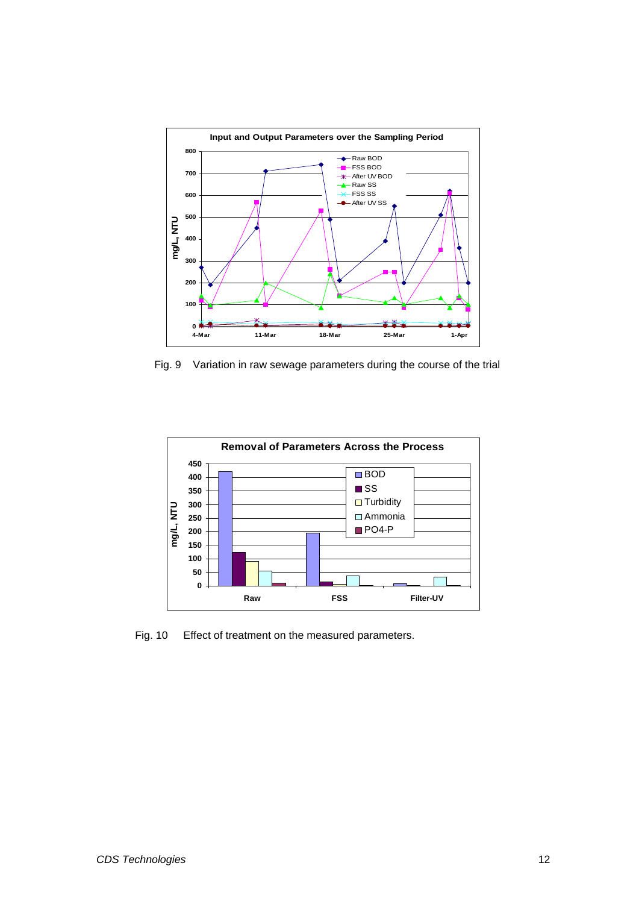Fig. 9 Variation in raw sewage parameters during the course of the trial

Fig. 10 Effect of treatment on the measured parameters.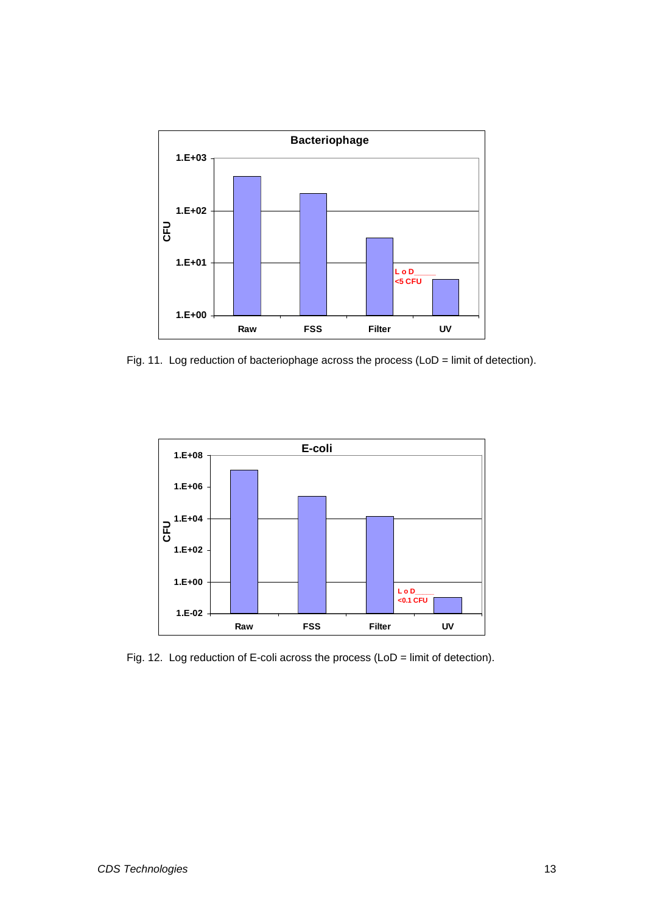Fig. 11. Log reduction of bacteriophage across the process (LoD = limit of detection).

Fig. 12. Log reduction of E-coli across the process (LoD = limit of detection).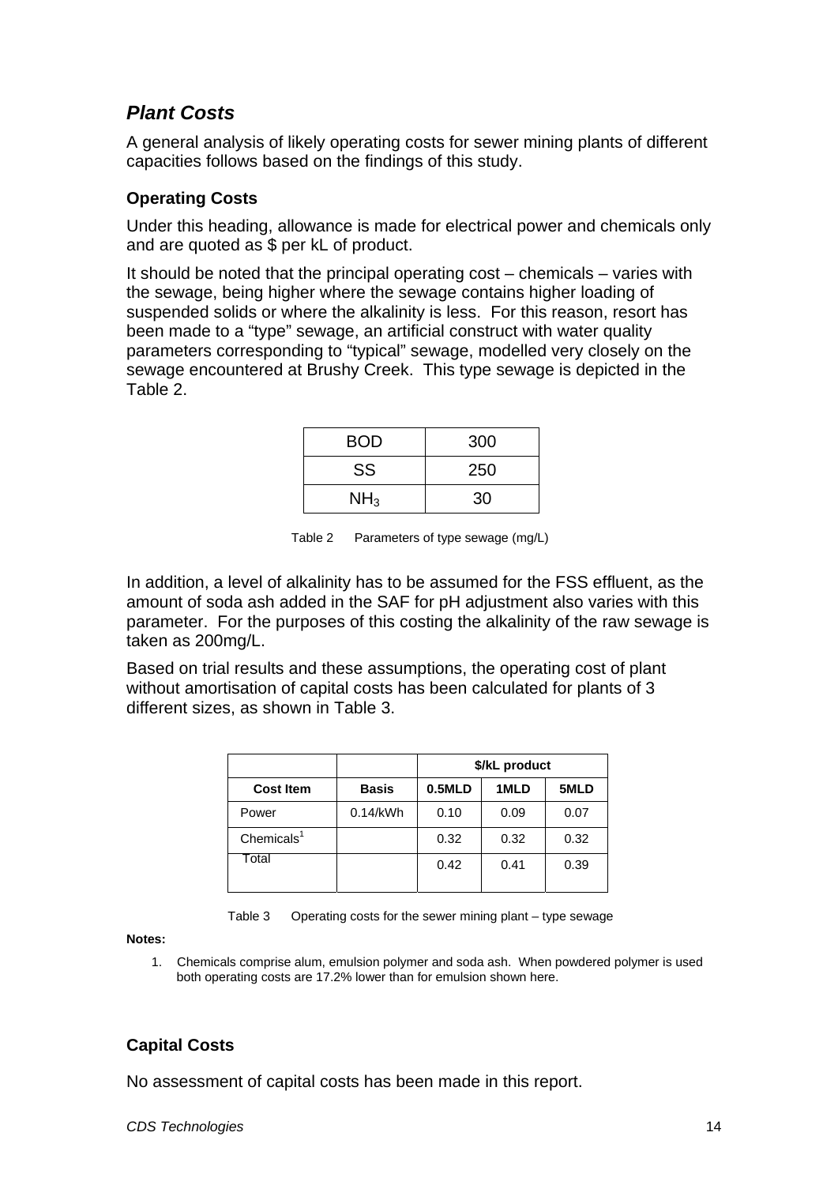## *Plant Costs*

A general analysis of likely operating costs for sewer mining plants of different capacities follows based on the findings of this study.

### Operating Costs

Under this heading, allowance is made for electrical power and chemicals only and are quoted as $ per kL of product.

It should be noted that the principal operating cost – chemicals – varies with the sewage, being higher where the sewage contains higher loading of suspended solids or where the alkalinity is less. For this reason, resort has been made to a "type" sewage, an artificial construct with water quality parameters corresponding to "typical" sewage, modelled very closely on the sewage encountered at Brushy Creek. This type sewage is depicted in the Table 2.

| | |
|---|---|
| BOD | 300 |
| SS | 250 |
| $NH_3$ | 30 |

Table 2  Parameters of type sewage (mg/L)

In addition, a level of alkalinity has to be assumed for the FSS effluent, as the amount of soda ash added in the SAF for pH adjustment also varies with this parameter. For the purposes of this costing the alkalinity of the raw sewage is taken as 200mg/L.

Based on trial results and these assumptions, the operating cost of plant without amortisation of capital costs has been calculated for plants of 3 different sizes, as shown in Table 3.

| | | $/kL product | | |
|---|---|---|---|---|
| **Cost Item** | **Basis** | **0.5MLD** | **1MLD** | **5MLD** |
| Power | 0.14/kWh | 0.10 | 0.09 | 0.07 |
| Chemicals[1] | | 0.32 | 0.32 | 0.32 |
| Total | | 0.42 | 0.41 | 0.39 |

Table 3  Operating costs for the sewer mining plant – type sewage

**Notes:**

1. Chemicals comprise alum, emulsion polymer and soda ash. When powdered polymer is used both operating costs are 17.2% lower than for emulsion shown here.

### Capital Costs

No assessment of capital costs has been made in this report.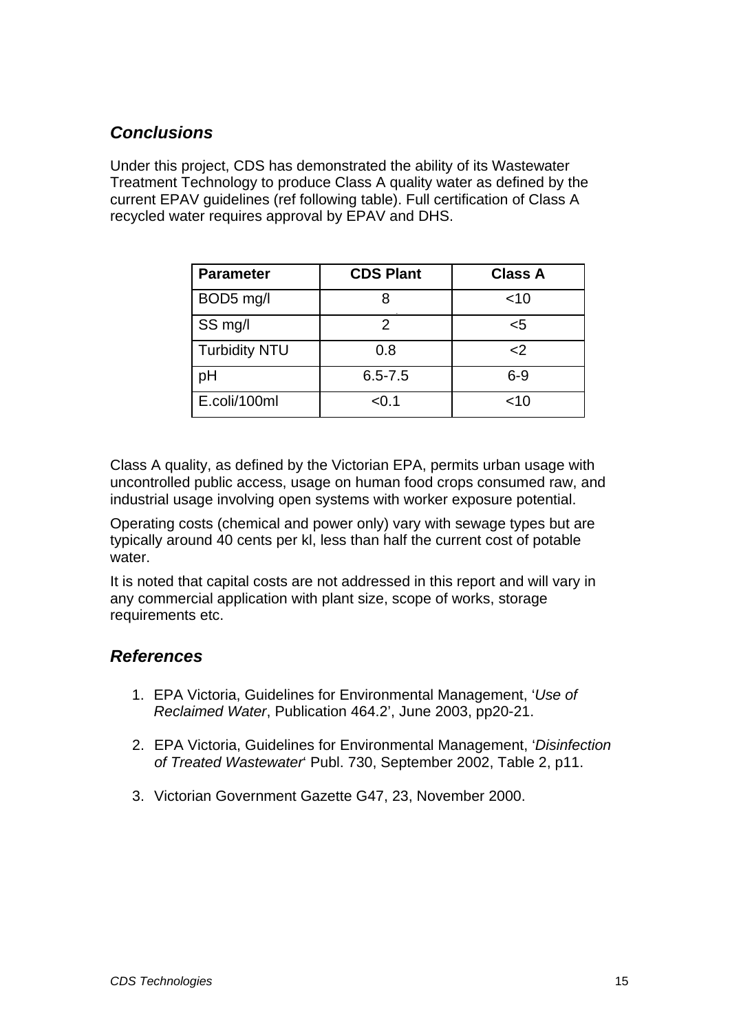## *Conclusions*

Under this project, CDS has demonstrated the ability of its Wastewater Treatment Technology to produce Class A quality water as defined by the current EPAV guidelines (ref following table). Full certification of Class A recycled water requires approval by EPAV and DHS.

| Parameter | CDS Plant | Class A |
|---|---|---|
| BOD5 mg/l | 8 | <10 |
| SS mg/l | 2 | <5 |
| Turbidity NTU | 0.8 | <2 |
| pH | 6.5-7.5 | 6-9 |
| E.coli/100ml | <0.1 | <10 |

Class A quality, as defined by the Victorian EPA, permits urban usage with uncontrolled public access, usage on human food crops consumed raw, and industrial usage involving open systems with worker exposure potential.

Operating costs (chemical and power only) vary with sewage types but are typically around 40 cents per kl, less than half the current cost of potable water.

It is noted that capital costs are not addressed in this report and will vary in any commercial application with plant size, scope of works, storage requirements etc.

## *References*

1. EPA Victoria, Guidelines for Environmental Management, '*Use of Reclaimed Water*, Publication 464.2', June 2003, pp20-21.

2. EPA Victoria, Guidelines for Environmental Management, '*Disinfection of Treated Wastewater*' Publ. 730, September 2002, Table 2, p11.

3. Victorian Government Gazette G47, 23, November 2000.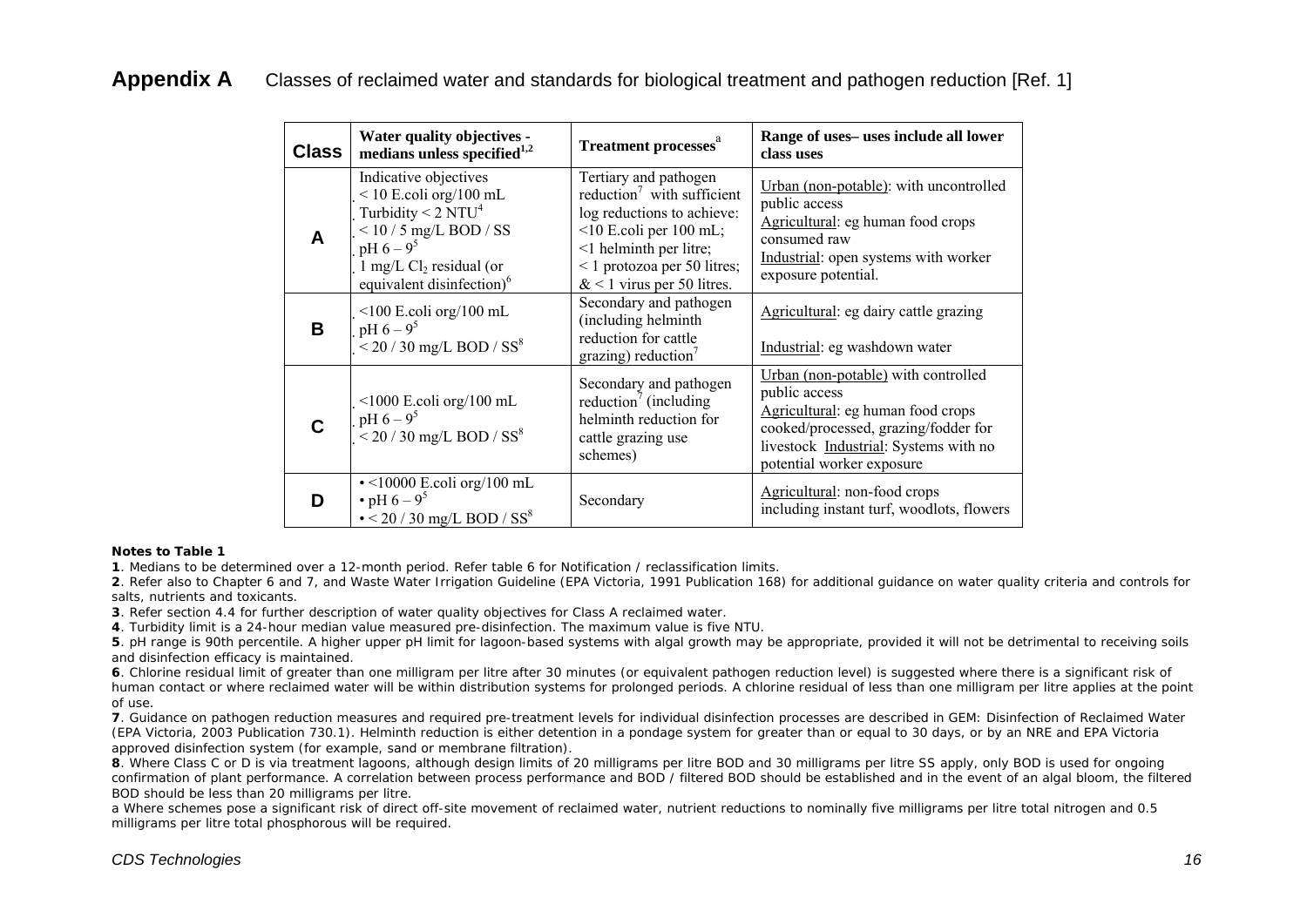## Appendix A Classes of reclaimed water and standards for biological treatment and pathogen reduction [Ref. 1]

| Class | Water quality objectives - medians unless specified[1,2] | Treatment processes[a] | Range of uses– uses include all lower class uses |
|---|---|---|---|
| **A** | Indicative objectives<br>. < 10 E.coli org/100 mL<br>. Turbidity < 2 NTU[4]<br>. < 10 / 5 mg/L BOD / SS<br>. pH 6 – 9[5]<br>. 1 mg/L $Cl_2$ residual (or equivalent disinfection)[6] | Tertiary and pathogen reduction[7] with sufficient log reductions to achieve:<br><10 E.coli per 100 mL;<br><1 helminth per litre;<br>< 1 protozoa per 50 litres;<br>& < 1 virus per 50 litres. | Urban (non-potable): with uncontrolled public access<br>Agricultural: eg human food crops consumed raw<br>Industrial: open systems with worker exposure potential. |
| **B** | . <100 E.coli org/100 mL<br>. pH 6 – 9[5]<br>. < 20 / 30 mg/L BOD / SS[8] | Secondary and pathogen (including helminth reduction for cattle grazing) reduction[7] | Agricultural: eg dairy cattle grazing<br><br>Industrial: eg washdown water |
| **C** | . <1000 E.coli org/100 mL<br>. pH 6 – 9[5]<br>. < 20 / 30 mg/L BOD / SS[8] | Secondary and pathogen reduction[7] (including helminth reduction for cattle grazing use schemes) | Urban (non-potable) with controlled public access<br>Agricultural: eg human food crops cooked/processed, grazing/fodder for livestock Industrial: Systems with no potential worker exposure |
| **D** | • <10000 E.coli org/100 mL<br>• pH 6 – 9[5]<br>• < 20 / 30 mg/L BOD / SS[8] | Secondary | Agricultural: non-food crops including instant turf, woodlots, flowers |

**Notes to Table 1**

**1**. Medians to be determined over a 12-month period. Refer table 6 for Notification / reclassification limits.

**2**. Refer also to Chapter 6 and 7, and Waste Water Irrigation Guideline (EPA Victoria, 1991 Publication 168) for additional guidance on water quality criteria and controls for salts, nutrients and toxicants.

**3**. Refer section 4.4 for further description of water quality objectives for Class A reclaimed water.

**4**. Turbidity limit is a 24-hour median value measured pre-disinfection. The maximum value is five NTU.

**5**. pH range is 90th percentile. A higher upper pH limit for lagoon-based systems with algal growth may be appropriate, provided it will not be detrimental to receiving soils and disinfection efficacy is maintained.

**6**. Chlorine residual limit of greater than one milligram per litre after 30 minutes (or equivalent pathogen reduction level) is suggested where there is a significant risk of human contact or where reclaimed water will be within distribution systems for prolonged periods. A chlorine residual of less than one milligram per litre applies at the point of use.

**7**. Guidance on pathogen reduction measures and required pre-treatment levels for individual disinfection processes are described in GEM: Disinfection of Reclaimed Water (EPA Victoria, 2003 Publication 730.1). Helminth reduction is either detention in a pondage system for greater than or equal to 30 days, or by an NRE and EPA Victoria approved disinfection system (for example, sand or membrane filtration).

**8**. Where Class C or D is via treatment lagoons, although design limits of 20 milligrams per litre BOD and 30 milligrams per litre SS apply, only BOD is used for ongoing confirmation of plant performance. A correlation between process performance and BOD / filtered BOD should be established and in the event of an algal bloom, the filtered BOD should be less than 20 milligrams per litre.

a Where schemes pose a significant risk of direct off-site movement of reclaimed water, nutrient reductions to nominally five milligrams per litre total nitrogen and 0.5 milligrams per litre total phosphorous will be required.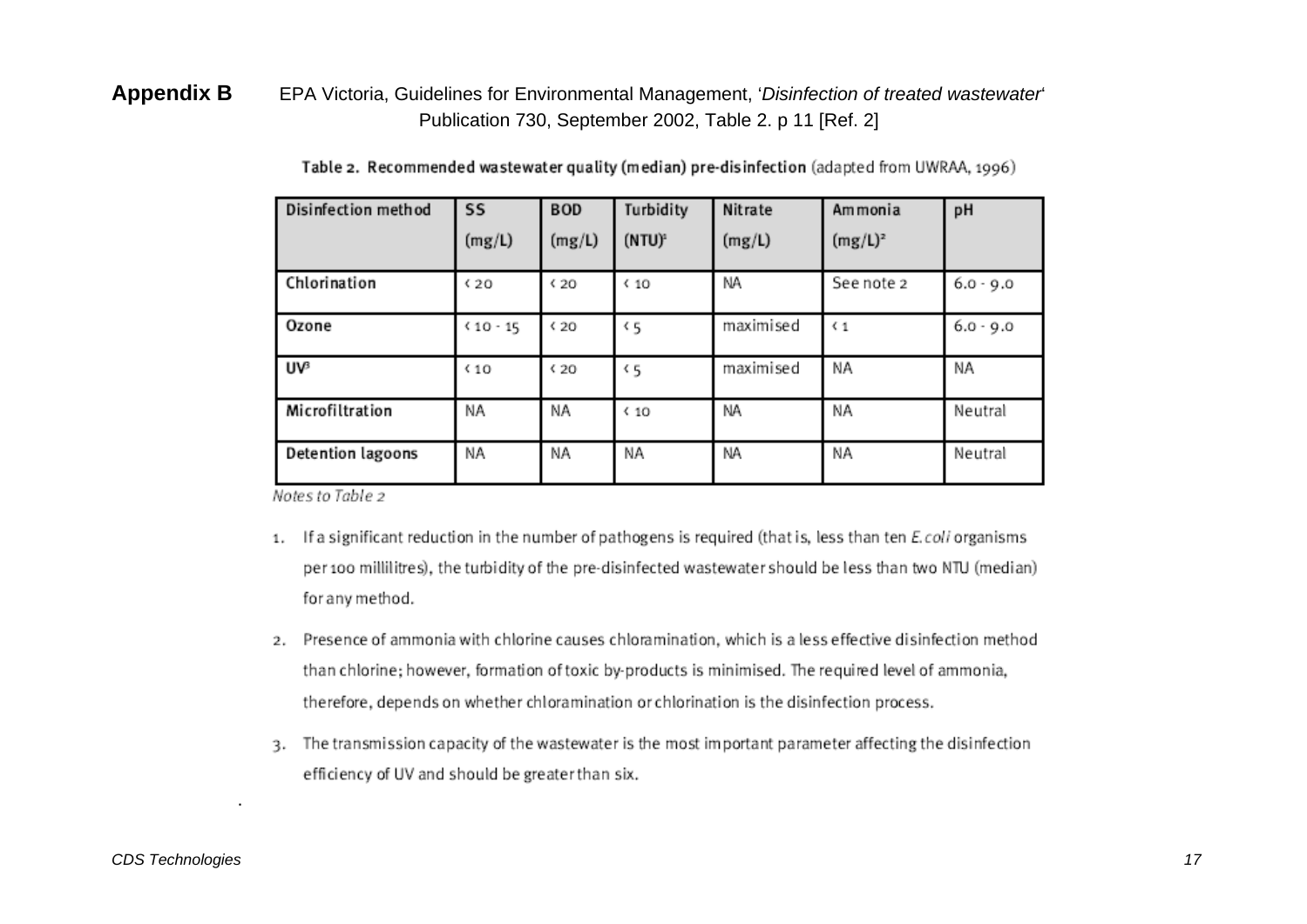**Appendix B** EPA Victoria, Guidelines for Environmental Management, '*Disinfection of treated wastewater*' Publication 730, September 2002, Table 2. p 11 [Ref. 2]

**Table 2. Recommended wastewater quality (median) pre-disinfection** (adapted from UWRAA, 1996)

| Disinfection method | SS (mg/L) | BOD (mg/L) | Turbidity (NTU)[1] | Nitrate (mg/L) | Ammonia (mg/L)[2] | pH |
|---|---|---|---|---|---|---|
| Chlorination | < 20 | < 20 | < 10 | NA | See note 2 | 6.0 - 9.0 |
| Ozone | < 10 - 15 | < 20 | < 5 | maximised | < 1 | 6.0 - 9.0 |
| UV[3] | < 10 | < 20 | < 5 | maximised | NA | NA |
| Microfiltration | NA | NA | < 10 | NA | NA | Neutral |
| Detention lagoons | NA | NA | NA | NA | NA | Neutral |

*Notes to Table 2*

1. If a significant reduction in the number of pathogens is required (that is, less than ten *E. coli* organisms per 100 millilitres), the turbidity of the pre-disinfected wastewater should be less than two NTU (median) for any method.
2. Presence of ammonia with chlorine causes chloramination, which is a less effective disinfection method than chlorine; however, formation of toxic by-products is minimised. The required level of ammonia, therefore, depends on whether chloramination or chlorination is the disinfection process.
3. The transmission capacity of the wastewater is the most important parameter affecting the disinfection efficiency of UV and should be greater than six.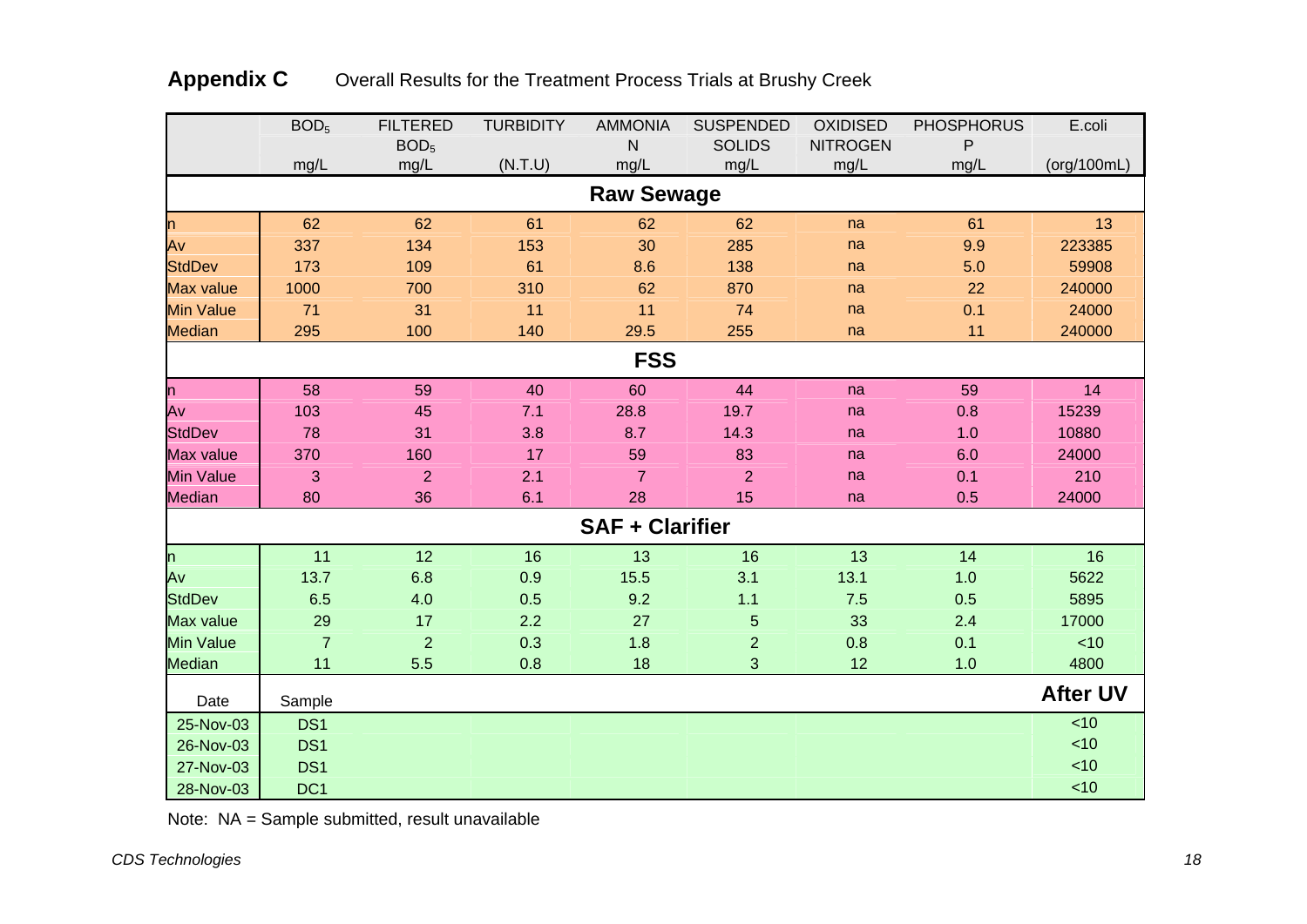**Appendix C** Overall Results for the Treatment Process Trials at Brushy Creek

| | $BOD_5$ mg/L | FILTERED $BOD_5$ mg/L | TURBIDITY (N.T.U) | AMMONIA N mg/L | SUSPENDED SOLIDS mg/L | OXIDISED NITROGEN mg/L | PHOSPHORUS P mg/L | E.coli (org/100mL) |
|---|---|---|---|---|---|---|---|---|
| **Raw Sewage** | | | | | | | | |
| n | 62 | 62 | 61 | 62 | 62 | na | 61 | 13 |
| Av | 337 | 134 | 153 | 30 | 285 | na | 9.9 | 223385 |
| StdDev | 173 | 109 | 61 | 8.6 | 138 | na | 5.0 | 59908 |
| Max value | 1000 | 700 | 310 | 62 | 870 | na | 22 | 240000 |
| Min Value | 71 | 31 | 11 | 11 | 74 | na | 0.1 | 24000 |
| Median | 295 | 100 | 140 | 29.5 | 255 | na | 11 | 240000 |
| **FSS** | | | | | | | | |
| n | 58 | 59 | 40 | 60 | 44 | na | 59 | 14 |
| Av | 103 | 45 | 7.1 | 28.8 | 19.7 | na | 0.8 | 15239 |
| StdDev | 78 | 31 | 3.8 | 8.7 | 14.3 | na | 1.0 | 10880 |
| Max value | 370 | 160 | 17 | 59 | 83 | na | 6.0 | 24000 |
| Min Value | 3 | 2 | 2.1 | 7 | 2 | na | 0.1 | 210 |
| Median | 80 | 36 | 6.1 | 28 | 15 | na | 0.5 | 24000 |
| **SAF + Clarifier** | | | | | | | | |
| n | 11 | 12 | 16 | 13 | 16 | 13 | 14 | 16 |
| Av | 13.7 | 6.8 | 0.9 | 15.5 | 3.1 | 13.1 | 1.0 | 5622 |
| StdDev | 6.5 | 4.0 | 0.5 | 9.2 | 1.1 | 7.5 | 0.5 | 5895 |
| Max value | 29 | 17 | 2.2 | 27 | 5 | 33 | 2.4 | 17000 |
| Min Value | 7 | 2 | 0.3 | 1.8 | 2 | 0.8 | 0.1 | <10 |
| Median | 11 | 5.5 | 0.8 | 18 | 3 | 12 | 1.0 | 4800 |
| **Date** | **Sample** | | | | | | | **After UV** |
| 25-Nov-03 | DS1 | | | | | | | <10 |
| 26-Nov-03 | DS1 | | | | | | | <10 |
| 27-Nov-03 | DS1 | | | | | | | <10 |
| 28-Nov-03 | DC1 | | | | | | | <10 |

Note: NA = Sample submitted, result unavailable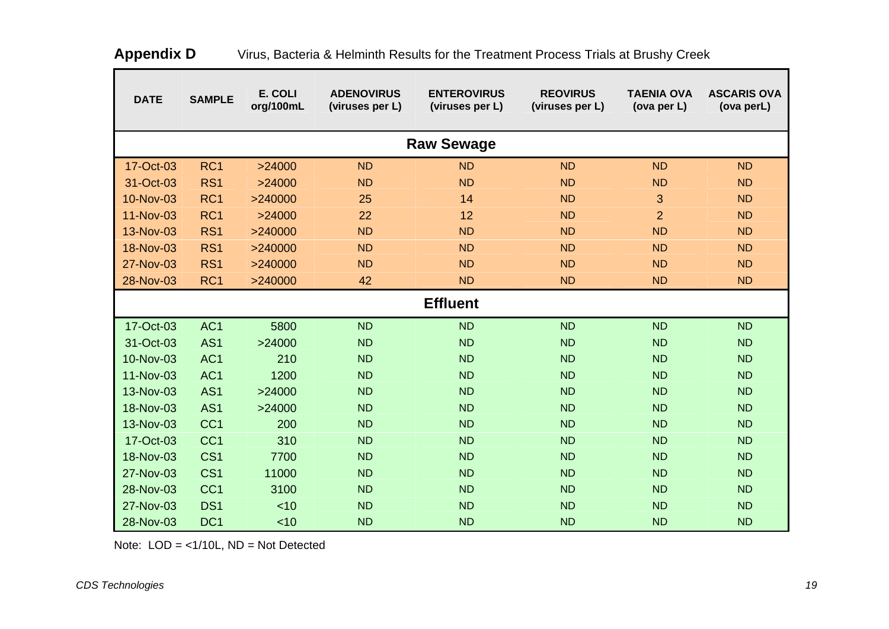**Appendix D** Virus, Bacteria & Helminth Results for the Treatment Process Trials at Brushy Creek

| DATE | SAMPLE | E. COLI org/100mL | ADENOVIRUS (viruses per L) | ENTEROVIRUS (viruses per L) | REOVIRUS (viruses per L) | TAENIA OVA (ova per L) | ASCARIS OVA (ova perL) |
|---|---|---|---|---|---|---|---|
| **Raw Sewage** | | | | | | | |
| 17-Oct-03 | RC1 | >24000 | ND | ND | ND | ND | ND |
| 31-Oct-03 | RS1 | >24000 | ND | ND | ND | ND | ND |
| 10-Nov-03 | RC1 | >240000 | 25 | 14 | ND | 3 | ND |
| 11-Nov-03 | RC1 | >24000 | 22 | 12 | ND | 2 | ND |
| 13-Nov-03 | RS1 | >240000 | ND | ND | ND | ND | ND |
| 18-Nov-03 | RS1 | >240000 | ND | ND | ND | ND | ND |
| 27-Nov-03 | RS1 | >240000 | ND | ND | ND | ND | ND |
| 28-Nov-03 | RC1 | >240000 | 42 | ND | ND | ND | ND |
| **Effluent** | | | | | | | |
| 17-Oct-03 | AC1 | 5800 | ND | ND | ND | ND | ND |
| 31-Oct-03 | AS1 | >24000 | ND | ND | ND | ND | ND |
| 10-Nov-03 | AC1 | 210 | ND | ND | ND | ND | ND |
| 11-Nov-03 | AC1 | 1200 | ND | ND | ND | ND | ND |
| 13-Nov-03 | AS1 | >24000 | ND | ND | ND | ND | ND |
| 18-Nov-03 | AS1 | >24000 | ND | ND | ND | ND | ND |
| 13-Nov-03 | CC1 | 200 | ND | ND | ND | ND | ND |
| 17-Oct-03 | CC1 | 310 | ND | ND | ND | ND | ND |
| 18-Nov-03 | CS1 | 7700 | ND | ND | ND | ND | ND |
| 27-Nov-03 | CS1 | 11000 | ND | ND | ND | ND | ND |
| 28-Nov-03 | CC1 | 3100 | ND | ND | ND | ND | ND |
| 27-Nov-03 | DS1 | <10 | ND | ND | ND | ND | ND |
| 28-Nov-03 | DC1 | <10 | ND | ND | ND | ND | ND |

Note: LOD = <1/10L, ND = Not Detected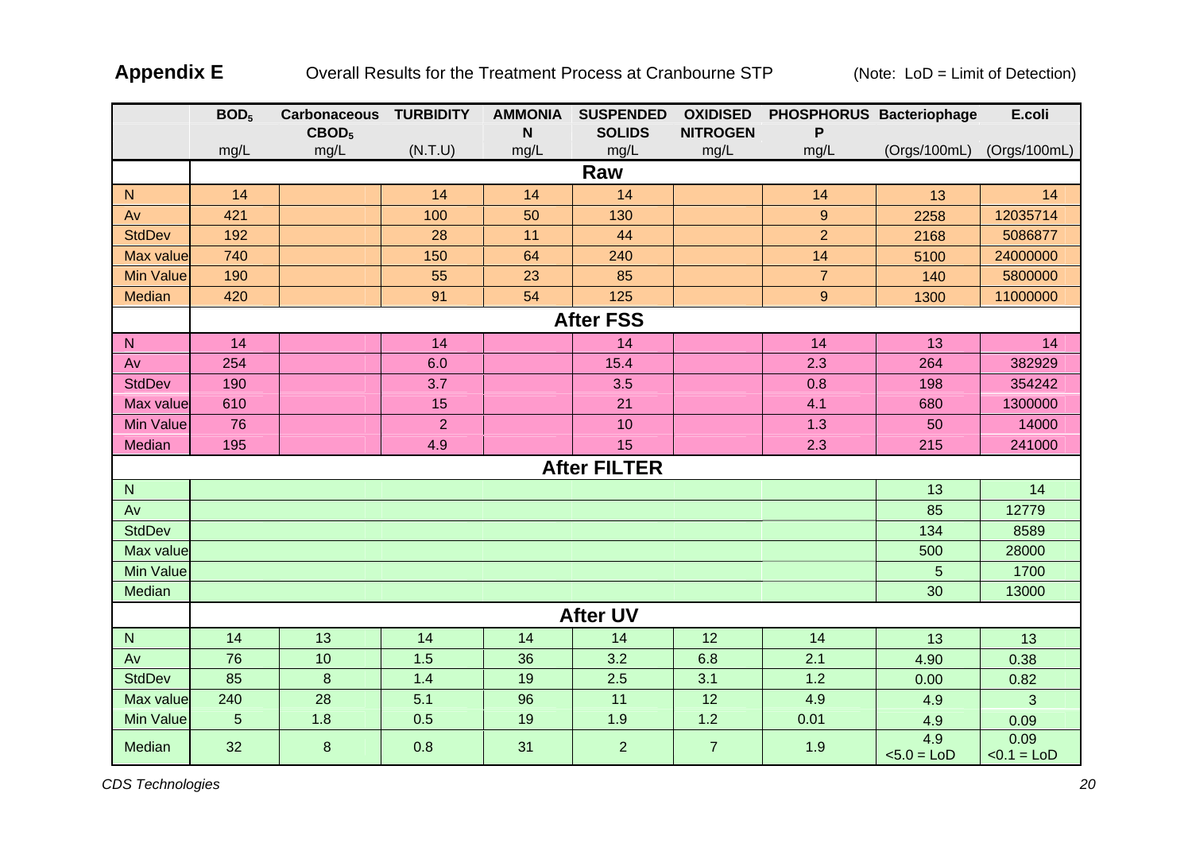**Appendix E** Overall Results for the Treatment Process at Cranbourne STP (Note: LoD = Limit of Detection)

| | $BOD_5$ | Carbonaceous $CBOD_5$ | TURBIDITY | AMMONIA N | SUSPENDED SOLIDS | OXIDISED NITROGEN | PHOSPHORUS P | Bacteriophage | E.coli |
|---|---|---|---|---|---|---|---|---|---|
| | mg/L | mg/L | (N.T.U) | mg/L | mg/L | mg/L | mg/L | (Orgs/100mL) | (Orgs/100mL) |
| **Raw** | | | | | | | | | |
| N | 14 | | 14 | 14 | 14 | | 14 | 13 | 14 |
| Av | 421 | | 100 | 50 | 130 | | 9 | 2258 | 12035714 |
| StdDev | 192 | | 28 | 11 | 44 | | 2 | 2168 | 5086877 |
| Max value | 740 | | 150 | 64 | 240 | | 14 | 5100 | 24000000 |
| Min Value | 190 | | 55 | 23 | 85 | | 7 | 140 | 5800000 |
| Median | 420 | | 91 | 54 | 125 | | 9 | 1300 | 11000000 |
| **After FSS** | | | | | | | | | |
| N | 14 | | 14 | | 14 | | 14 | 13 | 14 |
| Av | 254 | | 6.0 | | 15.4 | | 2.3 | 264 | 382929 |
| StdDev | 190 | | 3.7 | | 3.5 | | 0.8 | 198 | 354242 |
| Max value | 610 | | 15 | | 21 | | 4.1 | 680 | 1300000 |
| Min Value | 76 | | 2 | | 10 | | 1.3 | 50 | 14000 |
| Median | 195 | | 4.9 | | 15 | | 2.3 | 215 | 241000 |
| **After FILTER** | | | | | | | | | |
| N | | | | | | | | 13 | 14 |
| Av | | | | | | | | 85 | 12779 |
| StdDev | | | | | | | | 134 | 8589 |
| Max value | | | | | | | | 500 | 28000 |
| Min Value | | | | | | | | 5 | 1700 |
| Median | | | | | | | | 30 | 13000 |
| **After UV** | | | | | | | | | |
| N | 14 | 13 | 14 | 14 | 14 | 12 | 14 | 13 | 13 |
| Av | 76 | 10 | 1.5 | 36 | 3.2 | 6.8 | 2.1 | 4.90 | 0.38 |
| StdDev | 85 | 8 | 1.4 | 19 | 2.5 | 3.1 | 1.2 | 0.00 | 0.82 |
| Max value | 240 | 28 | 5.1 | 96 | 11 | 12 | 4.9 | 4.9 | 3 |
| Min Value | 5 | 1.8 | 0.5 | 19 | 1.9 | 1.2 | 0.01 | 4.9 | 0.09 |
| Median | 32 | 8 | 0.8 | 31 | 2 | 7 | 1.9 | 4.9 <5.0 = LoD | 0.09 <0.1 = LoD |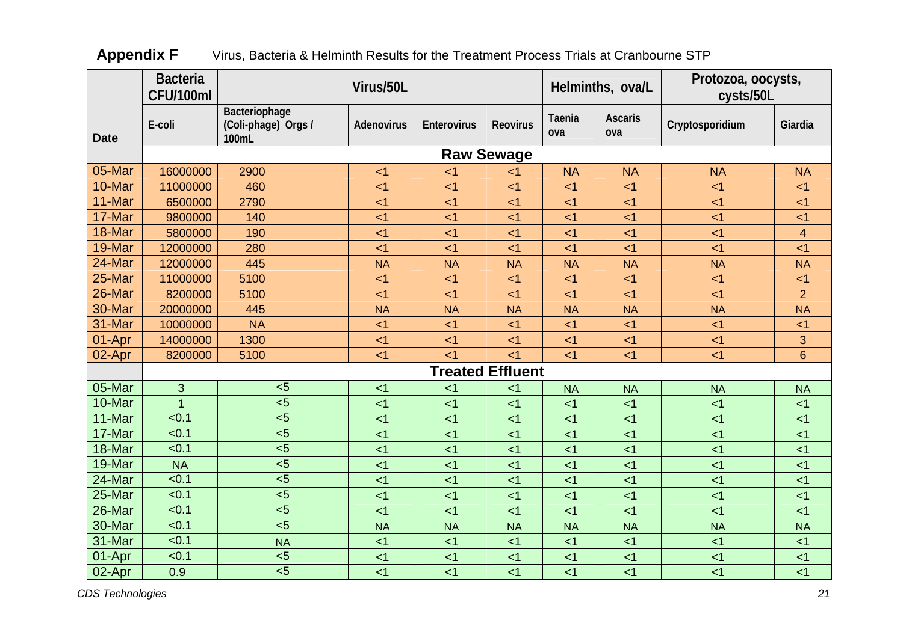**Appendix F** Virus, Bacteria & Helminth Results for the Treatment Process Trials at Cranbourne STP

| Date | Bacteria CFU/100ml | Virus/50L | | | | Helminths, ova/L | | Protozoa, oocysts, cysts/50L | |
|---|---|---|---|---|---|---|---|---|---|
| | E-coli | Bacteriophage (Coli-phage) Orgs / 100mL | Adenovirus | Enterovirus | Reovirus | Taenia ova | Ascaris ova | Cryptosporidium | Giardia |
| | **Raw Sewage** | | | | | | | | |
| 05-Mar | 16000000 | 2900 | <1 | <1 | <1 | NA | NA | NA | NA |
| 10-Mar | 11000000 | 460 | <1 | <1 | <1 | <1 | <1 | <1 | <1 |
| 11-Mar | 6500000 | 2790 | <1 | <1 | <1 | <1 | <1 | <1 | <1 |
| 17-Mar | 9800000 | 140 | <1 | <1 | <1 | <1 | <1 | <1 | <1 |
| 18-Mar | 5800000 | 190 | <1 | <1 | <1 | <1 | <1 | <1 | 4 |
| 19-Mar | 12000000 | 280 | <1 | <1 | <1 | <1 | <1 | <1 | <1 |
| 24-Mar | 12000000 | 445 | NA | NA | NA | NA | NA | NA | NA |
| 25-Mar | 11000000 | 5100 | <1 | <1 | <1 | <1 | <1 | <1 | <1 |
| 26-Mar | 8200000 | 5100 | <1 | <1 | <1 | <1 | <1 | <1 | 2 |
| 30-Mar | 20000000 | 445 | NA | NA | NA | NA | NA | NA | NA |
| 31-Mar | 10000000 | NA | <1 | <1 | <1 | <1 | <1 | <1 | <1 |
| 01-Apr | 14000000 | 1300 | <1 | <1 | <1 | <1 | <1 | <1 | 3 |
| 02-Apr | 8200000 | 5100 | <1 | <1 | <1 | <1 | <1 | <1 | 6 |
| | **Treated Effluent** | | | | | | | | |
| 05-Mar | 3 | <5 | <1 | <1 | <1 | NA | NA | NA | NA |
| 10-Mar | 1 | <5 | <1 | <1 | <1 | <1 | <1 | <1 | <1 |
| 11-Mar | <0.1 | <5 | <1 | <1 | <1 | <1 | <1 | <1 | <1 |
| 17-Mar | <0.1 | <5 | <1 | <1 | <1 | <1 | <1 | <1 | <1 |
| 18-Mar | <0.1 | <5 | <1 | <1 | <1 | <1 | <1 | <1 | <1 |
| 19-Mar | NA | <5 | <1 | <1 | <1 | <1 | <1 | <1 | <1 |
| 24-Mar | <0.1 | <5 | <1 | <1 | <1 | <1 | <1 | <1 | <1 |
| 25-Mar | <0.1 | <5 | <1 | <1 | <1 | <1 | <1 | <1 | <1 |
| 26-Mar | <0.1 | <5 | <1 | <1 | <1 | <1 | <1 | <1 | <1 |
| 30-Mar | <0.1 | <5 | NA | NA | NA | NA | NA | NA | NA |
| 31-Mar | <0.1 | NA | <1 | <1 | <1 | <1 | <1 | <1 | <1 |
| 01-Apr | <0.1 | <5 | <1 | <1 | <1 | <1 | <1 | <1 | <1 |
| 02-Apr | 0.9 | <5 | <1 | <1 | <1 | <1 | <1 | <1 | <1 |

*CDS Technologies*